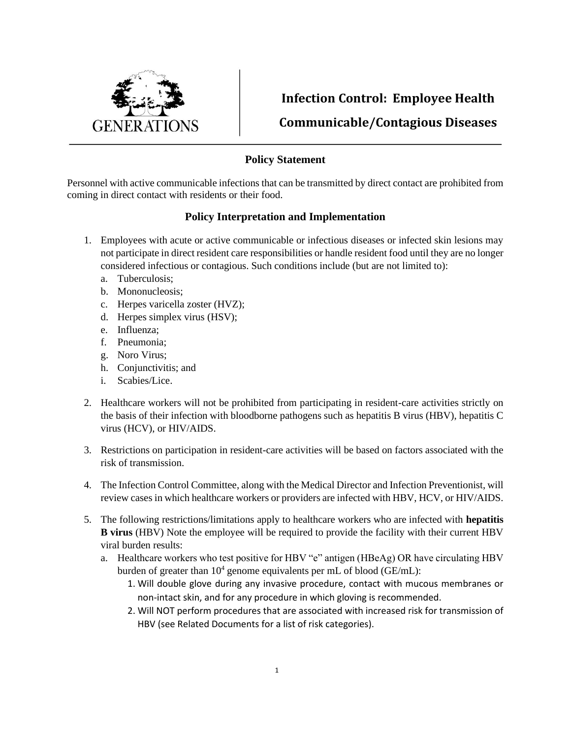GENERATIONS

# Infection Control: Employee Health

# Communicable/Contagious Diseases

## Policy Statement

Personnel with active communicable infections that can be transmitted by direct contact are prohibited from coming in direct contact with residents or their food.

## Policy Interpretation and Implementation

1. Employees with acute or active communicable or infectious diseases or infected skin lesions may not participate in direct resident care responsibilities or handle resident food until they are no longer considered infectious or contagious. Such conditions include (but are not limited to):
   a. Tuberculosis;
   b. Mononucleosis;
   c. Herpes varicella zoster (HVZ);
   d. Herpes simplex virus (HSV);
   e. Influenza;
   f. Pneumonia;
   g. Noro Virus;
   h. Conjunctivitis; and
   i. Scabies/Lice.

2. Healthcare workers will not be prohibited from participating in resident-care activities strictly on the basis of their infection with bloodborne pathogens such as hepatitis B virus (HBV), hepatitis C virus (HCV), or HIV/AIDS.

3. Restrictions on participation in resident-care activities will be based on factors associated with the risk of transmission.

4. The Infection Control Committee, along with the Medical Director and Infection Preventionist, will review cases in which healthcare workers or providers are infected with HBV, HCV, or HIV/AIDS.

5. The following restrictions/limitations apply to healthcare workers who are infected with **hepatitis B virus** (HBV) Note the employee will be required to provide the facility with their current HBV viral burden results:
   a. Healthcare workers who test positive for HBV "e" antigen (HBeAg) OR have circulating HBV burden of greater than $10^4$ genome equivalents per mL of blood (GE/mL):
      1. Will double glove during any invasive procedure, contact with mucous membranes or non-intact skin, and for any procedure in which gloving is recommended.
      2. Will NOT perform procedures that are associated with increased risk for transmission of HBV (see Related Documents for a list of risk categories).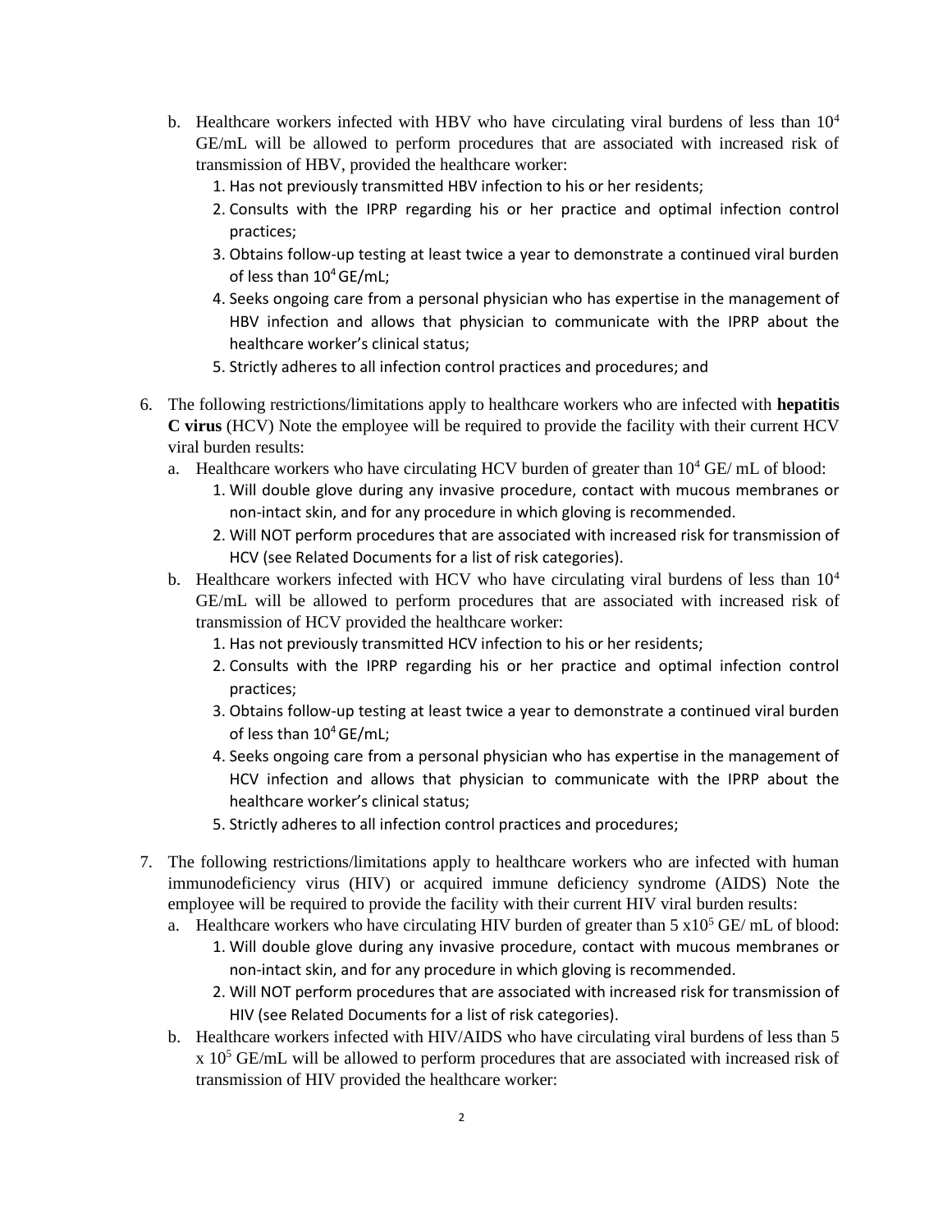b. Healthcare workers infected with HBV who have circulating viral burdens of less than $10^4$ GE/mL will be allowed to perform procedures that are associated with increased risk of transmission of HBV, provided the healthcare worker:
   1. Has not previously transmitted HBV infection to his or her residents;
   2. Consults with the IPRP regarding his or her practice and optimal infection control practices;
   3. Obtains follow-up testing at least twice a year to demonstrate a continued viral burden of less than $10^4$ GE/mL;
   4. Seeks ongoing care from a personal physician who has expertise in the management of HBV infection and allows that physician to communicate with the IPRP about the healthcare worker's clinical status;
   5. Strictly adheres to all infection control practices and procedures; and

6. The following restrictions/limitations apply to healthcare workers who are infected with **hepatitis C virus** (HCV) Note the employee will be required to provide the facility with their current HCV viral burden results:
   a. Healthcare workers who have circulating HCV burden of greater than $10^4$ GE/ mL of blood:
      1. Will double glove during any invasive procedure, contact with mucous membranes or non-intact skin, and for any procedure in which gloving is recommended.
      2. Will NOT perform procedures that are associated with increased risk for transmission of HCV (see Related Documents for a list of risk categories).
   b. Healthcare workers infected with HCV who have circulating viral burdens of less than $10^4$ GE/mL will be allowed to perform procedures that are associated with increased risk of transmission of HCV provided the healthcare worker:
      1. Has not previously transmitted HCV infection to his or her residents;
      2. Consults with the IPRP regarding his or her practice and optimal infection control practices;
      3. Obtains follow-up testing at least twice a year to demonstrate a continued viral burden of less than $10^4$ GE/mL;
      4. Seeks ongoing care from a personal physician who has expertise in the management of HCV infection and allows that physician to communicate with the IPRP about the healthcare worker's clinical status;
      5. Strictly adheres to all infection control practices and procedures;

7. The following restrictions/limitations apply to healthcare workers who are infected with human immunodeficiency virus (HIV) or acquired immune deficiency syndrome (AIDS) Note the employee will be required to provide the facility with their current HIV viral burden results:
   a. Healthcare workers who have circulating HIV burden of greater than $5 \times 10^5$ GE/ mL of blood:
      1. Will double glove during any invasive procedure, contact with mucous membranes or non-intact skin, and for any procedure in which gloving is recommended.
      2. Will NOT perform procedures that are associated with increased risk for transmission of HIV (see Related Documents for a list of risk categories).
   b. Healthcare workers infected with HIV/AIDS who have circulating viral burdens of less than $5 \times 10^5$ GE/mL will be allowed to perform procedures that are associated with increased risk of transmission of HIV provided the healthcare worker: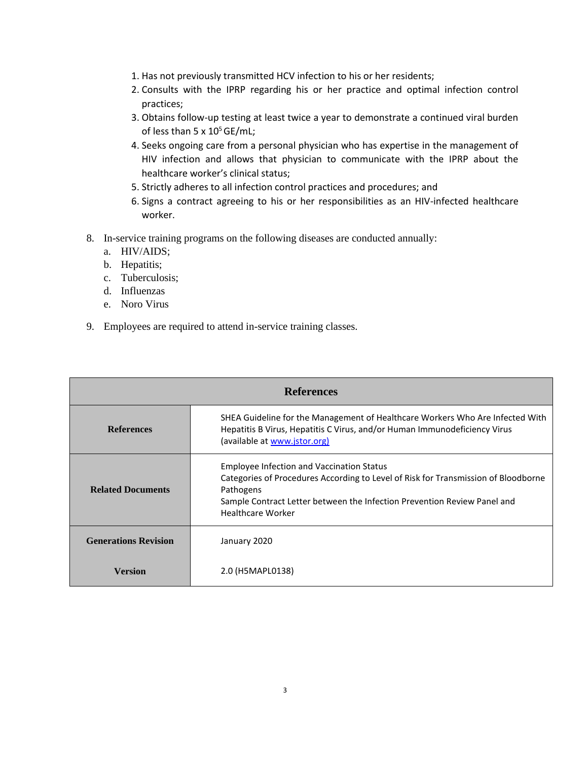1. Has not previously transmitted HCV infection to his or her residents;
2. Consults with the IPRP regarding his or her practice and optimal infection control practices;
3. Obtains follow-up testing at least twice a year to demonstrate a continued viral burden of less than 5 x $10^5$ GE/mL;
4. Seeks ongoing care from a personal physician who has expertise in the management of HIV infection and allows that physician to communicate with the IPRP about the healthcare worker's clinical status;
5. Strictly adheres to all infection control practices and procedures; and
6. Signs a contract agreeing to his or her responsibilities as an HIV-infected healthcare worker.

8. In-service training programs on the following diseases are conducted annually:
   a. HIV/AIDS;
   b. Hepatitis;
   c. Tuberculosis;
   d. Influenzas
   e. Noro Virus

9. Employees are required to attend in-service training classes.

| References | |
|---|---|
| **References** | SHEA Guideline for the Management of Healthcare Workers Who Are Infected With Hepatitis B Virus, Hepatitis C Virus, and/or Human Immunodeficiency Virus (available at www.jstor.org) |
| **Related Documents** | Employee Infection and Vaccination Status<br>Categories of Procedures According to Level of Risk for Transmission of Bloodborne Pathogens<br>Sample Contract Letter between the Infection Prevention Review Panel and Healthcare Worker |
| **Generations Revision** | January 2020 |
| **Version** | 2.0 (H5MAPL0138) |